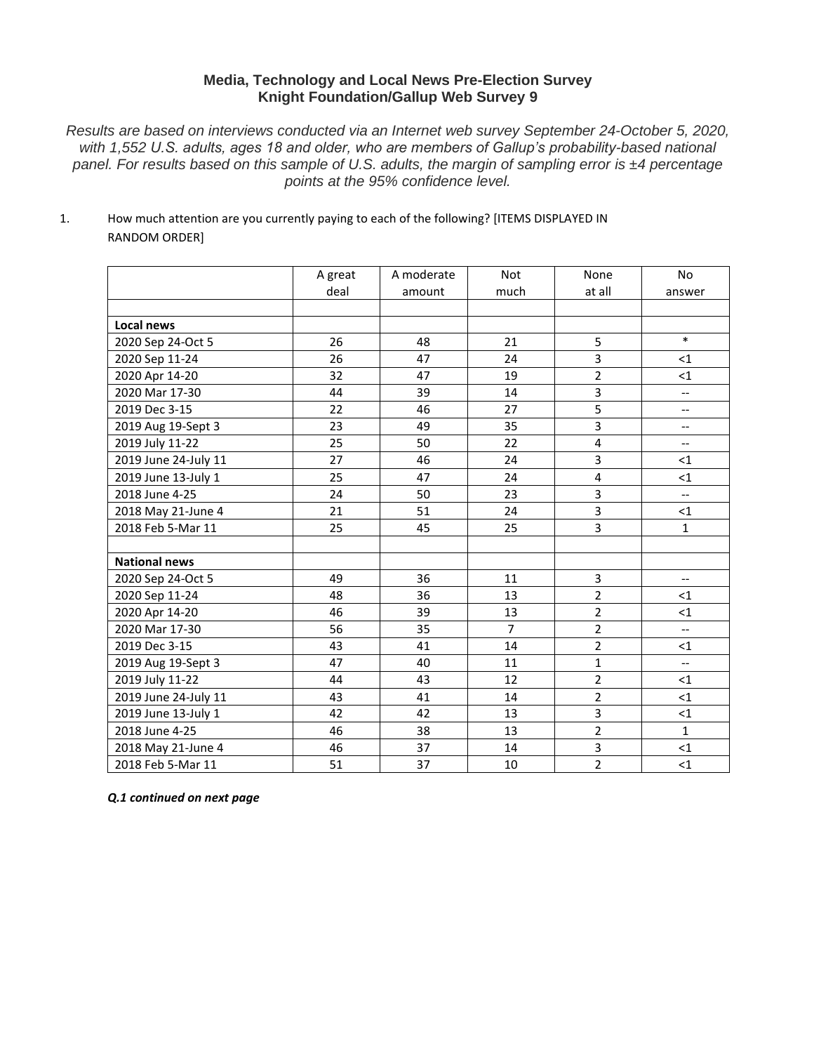## Media, Technology and Local News Pre-Election Survey
## Knight Foundation/Gallup Web Survey 9

*Results are based on interviews conducted via an Internet web survey September 24-October 5, 2020, with 1,552 U.S. adults, ages 18 and older, who are members of Gallup's probability-based national panel. For results based on this sample of U.S. adults, the margin of sampling error is ±4 percentage points at the 95% confidence level.*

1. How much attention are you currently paying to each of the following? [ITEMS DISPLAYED IN RANDOM ORDER]

| | A great deal | A moderate amount | Not much | None at all | No answer |
|---|---|---|---|---|---|
| | | | | | |
| **Local news** | | | | | |
| 2020 Sep 24-Oct 5 | 26 | 48 | 21 | 5 | * |
| 2020 Sep 11-24 | 26 | 47 | 24 | 3 | <1 |
| 2020 Apr 14-20 | 32 | 47 | 19 | 2 | <1 |
| 2020 Mar 17-30 | 44 | 39 | 14 | 3 | -- |
| 2019 Dec 3-15 | 22 | 46 | 27 | 5 | -- |
| 2019 Aug 19-Sept 3 | 23 | 49 | 35 | 3 | -- |
| 2019 July 11-22 | 25 | 50 | 22 | 4 | -- |
| 2019 June 24-July 11 | 27 | 46 | 24 | 3 | <1 |
| 2019 June 13-July 1 | 25 | 47 | 24 | 4 | <1 |
| 2018 June 4-25 | 24 | 50 | 23 | 3 | -- |
| 2018 May 21-June 4 | 21 | 51 | 24 | 3 | <1 |
| 2018 Feb 5-Mar 11 | 25 | 45 | 25 | 3 | 1 |
| | | | | | |
| **National news** | | | | | |
| 2020 Sep 24-Oct 5 | 49 | 36 | 11 | 3 | -- |
| 2020 Sep 11-24 | 48 | 36 | 13 | 2 | <1 |
| 2020 Apr 14-20 | 46 | 39 | 13 | 2 | <1 |
| 2020 Mar 17-30 | 56 | 35 | 7 | 2 | -- |
| 2019 Dec 3-15 | 43 | 41 | 14 | 2 | <1 |
| 2019 Aug 19-Sept 3 | 47 | 40 | 11 | 1 | -- |
| 2019 July 11-22 | 44 | 43 | 12 | 2 | <1 |
| 2019 June 24-July 11 | 43 | 41 | 14 | 2 | <1 |
| 2019 June 13-July 1 | 42 | 42 | 13 | 3 | <1 |
| 2018 June 4-25 | 46 | 38 | 13 | 2 | 1 |
| 2018 May 21-June 4 | 46 | 37 | 14 | 3 | <1 |
| 2018 Feb 5-Mar 11 | 51 | 37 | 10 | 2 | <1 |

***Q.1 continued on next page***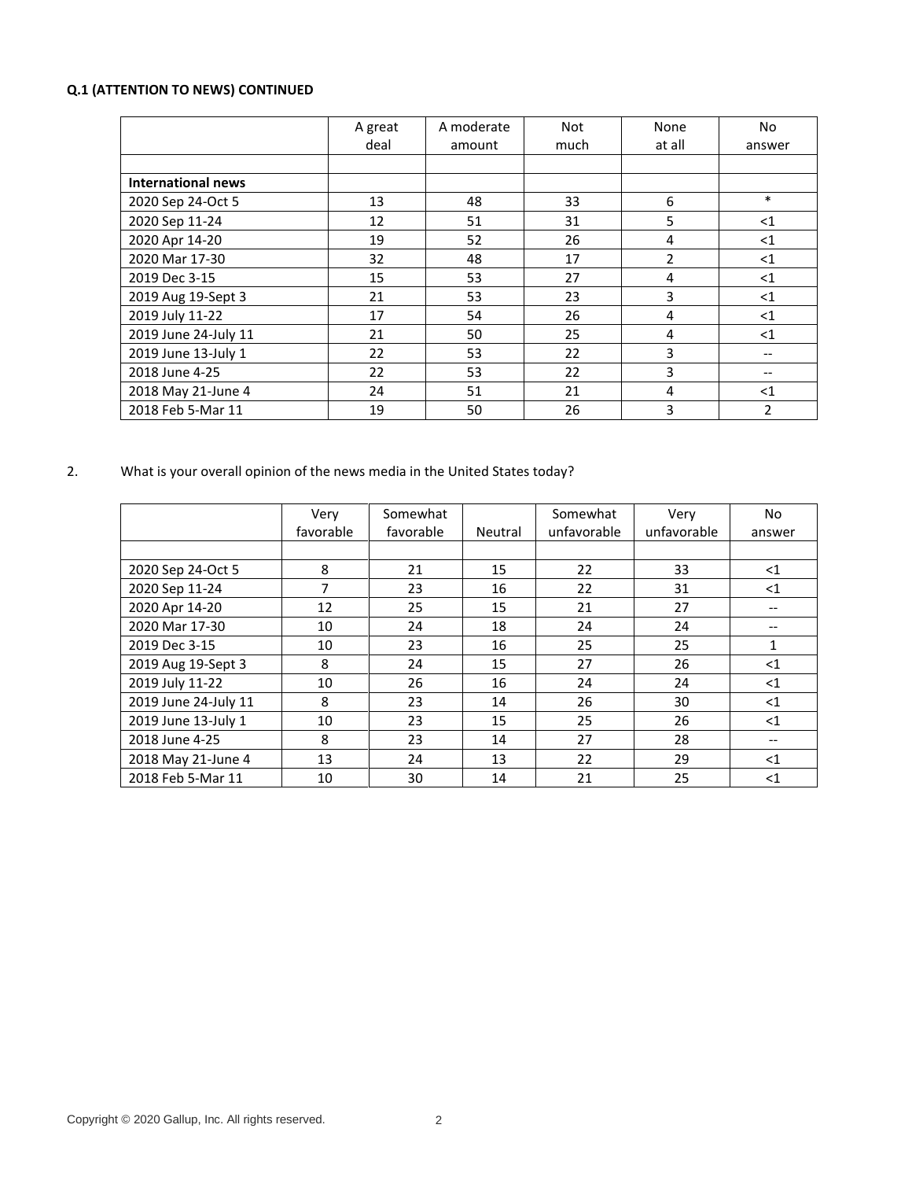**Q.1 (ATTENTION TO NEWS) CONTINUED**

| | A great deal | A moderate amount | Not much | None at all | No answer |
|---|---|---|---|---|---|
| | | | | | |
| **International news** | | | | | |
| 2020 Sep 24-Oct 5 | 13 | 48 | 33 | 6 | * |
| 2020 Sep 11-24 | 12 | 51 | 31 | 5 | <1 |
| 2020 Apr 14-20 | 19 | 52 | 26 | 4 | <1 |
| 2020 Mar 17-30 | 32 | 48 | 17 | 2 | <1 |
| 2019 Dec 3-15 | 15 | 53 | 27 | 4 | <1 |
| 2019 Aug 19-Sept 3 | 21 | 53 | 23 | 3 | <1 |
| 2019 July 11-22 | 17 | 54 | 26 | 4 | <1 |
| 2019 June 24-July 11 | 21 | 50 | 25 | 4 | <1 |
| 2019 June 13-July 1 | 22 | 53 | 22 | 3 | -- |
| 2018 June 4-25 | 22 | 53 | 22 | 3 | -- |
| 2018 May 21-June 4 | 24 | 51 | 21 | 4 | <1 |
| 2018 Feb 5-Mar 11 | 19 | 50 | 26 | 3 | 2 |

2. What is your overall opinion of the news media in the United States today?

| | Very favorable | Somewhat favorable | Neutral | Somewhat unfavorable | Very unfavorable | No answer |
|---|---|---|---|---|---|---|
| | | | | | | |
| 2020 Sep 24-Oct 5 | 8 | 21 | 15 | 22 | 33 | <1 |
| 2020 Sep 11-24 | 7 | 23 | 16 | 22 | 31 | <1 |
| 2020 Apr 14-20 | 12 | 25 | 15 | 21 | 27 | -- |
| 2020 Mar 17-30 | 10 | 24 | 18 | 24 | 24 | -- |
| 2019 Dec 3-15 | 10 | 23 | 16 | 25 | 25 | 1 |
| 2019 Aug 19-Sept 3 | 8 | 24 | 15 | 27 | 26 | <1 |
| 2019 July 11-22 | 10 | 26 | 16 | 24 | 24 | <1 |
| 2019 June 24-July 11 | 8 | 23 | 14 | 26 | 30 | <1 |
| 2019 June 13-July 1 | 10 | 23 | 15 | 25 | 26 | <1 |
| 2018 June 4-25 | 8 | 23 | 14 | 27 | 28 | -- |
| 2018 May 21-June 4 | 13 | 24 | 13 | 22 | 29 | <1 |
| 2018 Feb 5-Mar 11 | 10 | 30 | 14 | 21 | 25 | <1 |

Copyright © 2020 Gallup, Inc. All rights reserved.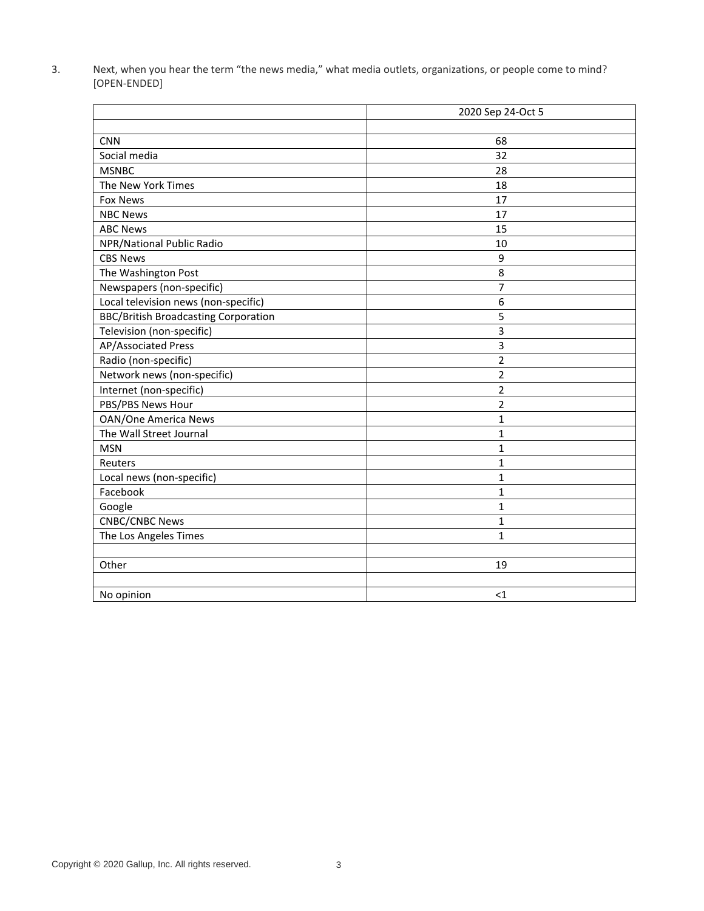3. Next, when you hear the term "the news media," what media outlets, organizations, or people come to mind? [OPEN-ENDED]

| | 2020 Sep 24-Oct 5 |
|---|---|
| | |
| CNN | 68 |
| Social media | 32 |
| MSNBC | 28 |
| The New York Times | 18 |
| Fox News | 17 |
| NBC News | 17 |
| ABC News | 15 |
| NPR/National Public Radio | 10 |
| CBS News | 9 |
| The Washington Post | 8 |
| Newspapers (non-specific) | 7 |
| Local television news (non-specific) | 6 |
| BBC/British Broadcasting Corporation | 5 |
| Television (non-specific) | 3 |
| AP/Associated Press | 3 |
| Radio (non-specific) | 2 |
| Network news (non-specific) | 2 |
| Internet (non-specific) | 2 |
| PBS/PBS News Hour | 2 |
| OAN/One America News | 1 |
| The Wall Street Journal | 1 |
| MSN | 1 |
| Reuters | 1 |
| Local news (non-specific) | 1 |
| Facebook | 1 |
| Google | 1 |
| CNBC/CNBC News | 1 |
| The Los Angeles Times | 1 |
| | |
| Other | 19 |
| | |
| No opinion | <1 |

Copyright © 2020 Gallup, Inc. All rights reserved.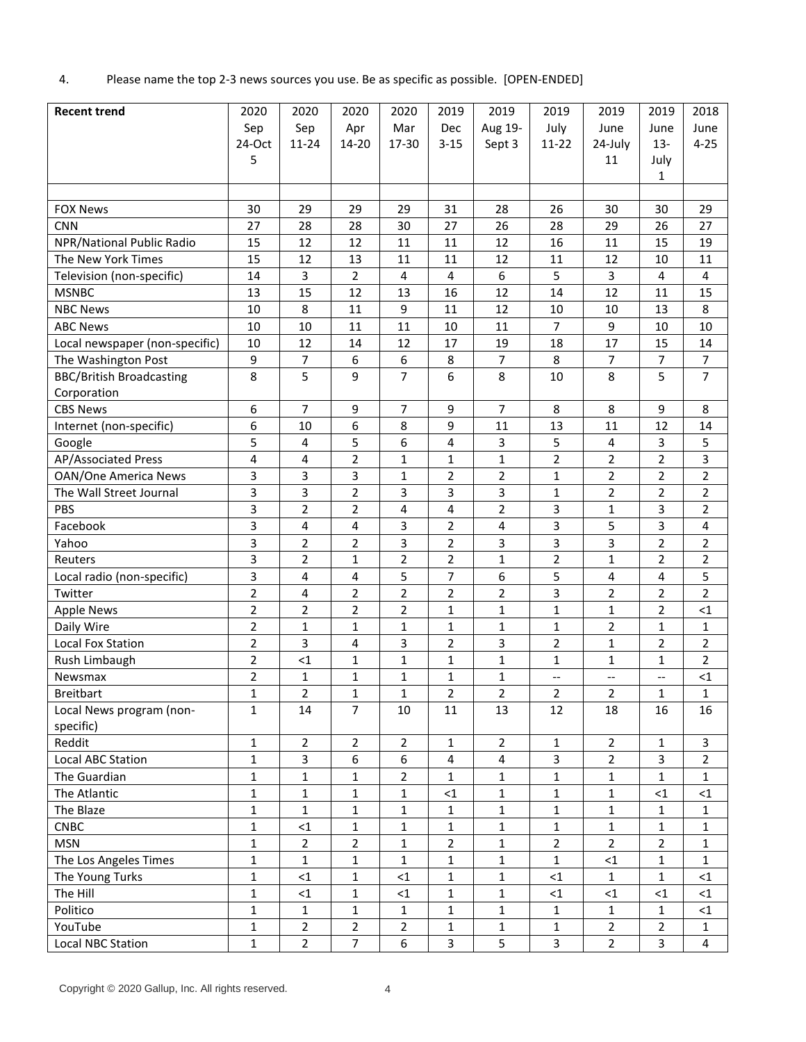4. Please name the top 2-3 news sources you use. Be as specific as possible. [OPEN-ENDED]

| Recent trend | 2020 Sep 24-Oct 5 | 2020 Sep 11-24 | 2020 Apr 14-20 | 2020 Mar 17-30 | 2019 Dec 3-15 | 2019 Aug 19-Sept 3 | 2019 July 11-22 | 2019 June 24-July 11 | 2019 June 13-July 1 | 2018 June 4-25 |
|---|---|---|---|---|---|---|---|---|---|---|
| | | | | | | | | | | |
| FOX News | 30 | 29 | 29 | 29 | 31 | 28 | 26 | 30 | 30 | 29 |
| CNN | 27 | 28 | 28 | 30 | 27 | 26 | 28 | 29 | 26 | 27 |
| NPR/National Public Radio | 15 | 12 | 12 | 11 | 11 | 12 | 16 | 11 | 15 | 19 |
| The New York Times | 15 | 12 | 13 | 11 | 11 | 12 | 11 | 12 | 10 | 11 |
| Television (non-specific) | 14 | 3 | 2 | 4 | 4 | 6 | 5 | 3 | 4 | 4 |
| MSNBC | 13 | 15 | 12 | 13 | 16 | 12 | 14 | 12 | 11 | 15 |
| NBC News | 10 | 8 | 11 | 9 | 11 | 12 | 10 | 10 | 13 | 8 |
| ABC News | 10 | 10 | 11 | 11 | 10 | 11 | 7 | 9 | 10 | 10 |
| Local newspaper (non-specific) | 10 | 12 | 14 | 12 | 17 | 19 | 18 | 17 | 15 | 14 |
| The Washington Post | 9 | 7 | 6 | 6 | 8 | 7 | 8 | 7 | 7 | 7 |
| BBC/British Broadcasting Corporation | 8 | 5 | 9 | 7 | 6 | 8 | 10 | 8 | 5 | 7 |
| CBS News | 6 | 7 | 9 | 7 | 9 | 7 | 8 | 8 | 9 | 8 |
| Internet (non-specific) | 6 | 10 | 6 | 8 | 9 | 11 | 13 | 11 | 12 | 14 |
| Google | 5 | 4 | 5 | 6 | 4 | 3 | 5 | 4 | 3 | 5 |
| AP/Associated Press | 4 | 4 | 2 | 1 | 1 | 1 | 2 | 2 | 2 | 3 |
| OAN/One America News | 3 | 3 | 3 | 1 | 2 | 2 | 1 | 2 | 2 | 2 |
| The Wall Street Journal | 3 | 3 | 2 | 3 | 3 | 3 | 1 | 2 | 2 | 2 |
| PBS | 3 | 2 | 2 | 4 | 4 | 2 | 3 | 1 | 3 | 2 |
| Facebook | 3 | 4 | 4 | 3 | 2 | 4 | 3 | 5 | 3 | 4 |
| Yahoo | 3 | 2 | 2 | 3 | 2 | 3 | 3 | 3 | 2 | 2 |
| Reuters | 3 | 2 | 1 | 2 | 2 | 1 | 2 | 1 | 2 | 2 |
| Local radio (non-specific) | 3 | 4 | 4 | 5 | 7 | 6 | 5 | 4 | 4 | 5 |
| Twitter | 2 | 4 | 2 | 2 | 2 | 2 | 3 | 2 | 2 | 2 |
| Apple News | 2 | 2 | 2 | 2 | 1 | 1 | 1 | 1 | 2 | <1 |
| Daily Wire | 2 | 1 | 1 | 1 | 1 | 1 | 1 | 2 | 1 | 1 |
| Local Fox Station | 2 | 3 | 4 | 3 | 2 | 3 | 2 | 1 | 2 | 2 |
| Rush Limbaugh | 2 | <1 | 1 | 1 | 1 | 1 | 1 | 1 | 1 | 2 |
| Newsmax | 2 | 1 | 1 | 1 | 1 | 1 | -- | -- | -- | <1 |
| Breitbart | 1 | 2 | 1 | 1 | 2 | 2 | 2 | 2 | 1 | 1 |
| Local News program (non-specific) | 1 | 14 | 7 | 10 | 11 | 13 | 12 | 18 | 16 | 16 |
| Reddit | 1 | 2 | 2 | 2 | 1 | 2 | 1 | 2 | 1 | 3 |
| Local ABC Station | 1 | 3 | 6 | 6 | 4 | 4 | 3 | 2 | 3 | 2 |
| The Guardian | 1 | 1 | 1 | 2 | 1 | 1 | 1 | 1 | 1 | 1 |
| The Atlantic | 1 | 1 | 1 | 1 | <1 | 1 | 1 | 1 | <1 | <1 |
| The Blaze | 1 | 1 | 1 | 1 | 1 | 1 | 1 | 1 | 1 | 1 |
| CNBC | 1 | <1 | 1 | 1 | 1 | 1 | 1 | 1 | 1 | 1 |
| MSN | 1 | 2 | 2 | 1 | 2 | 1 | 2 | 2 | 2 | 1 |
| The Los Angeles Times | 1 | 1 | 1 | 1 | 1 | 1 | 1 | <1 | 1 | 1 |
| The Young Turks | 1 | <1 | 1 | <1 | 1 | 1 | <1 | 1 | 1 | <1 |
| The Hill | 1 | <1 | 1 | <1 | 1 | 1 | <1 | <1 | <1 | <1 |
| Politico | 1 | 1 | 1 | 1 | 1 | 1 | 1 | 1 | 1 | <1 |
| YouTube | 1 | 2 | 2 | 2 | 1 | 1 | 1 | 2 | 2 | 1 |
| Local NBC Station | 1 | 2 | 7 | 6 | 3 | 5 | 3 | 2 | 3 | 4 |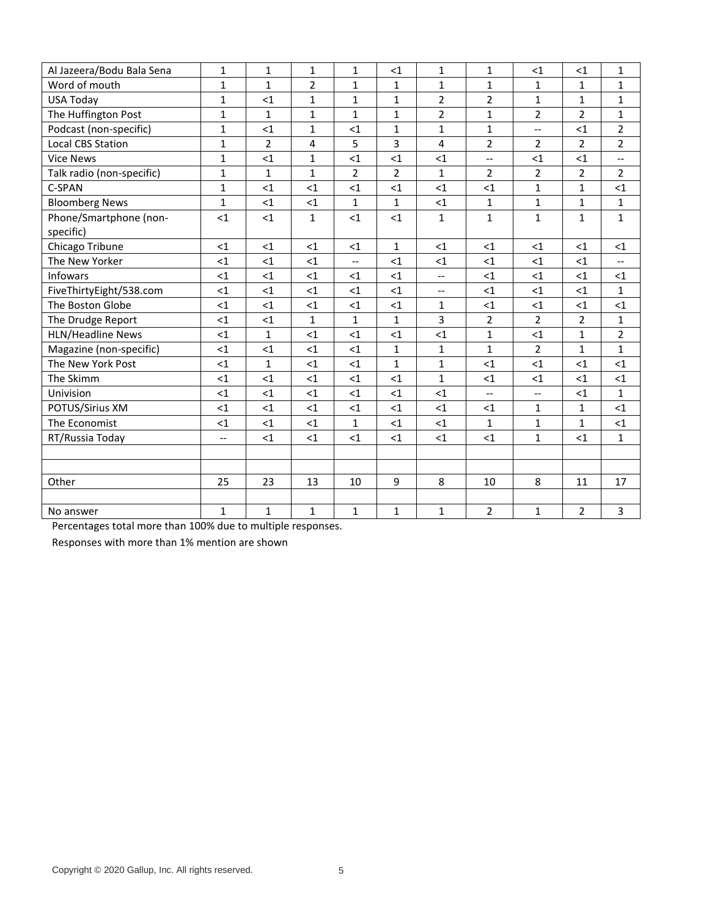| | | | | | | | | | | |
|---|---|---|---|---|---|---|---|---|---|---|
| Al Jazeera/Bodu Bala Sena | 1 | 1 | 1 | 1 | <1 | 1 | 1 | <1 | <1 | 1 |
| Word of mouth | 1 | 1 | 2 | 1 | 1 | 1 | 1 | 1 | 1 | 1 |
| USA Today | 1 | <1 | 1 | 1 | 1 | 2 | 2 | 1 | 1 | 1 |
| The Huffington Post | 1 | 1 | 1 | 1 | 1 | 2 | 1 | 2 | 2 | 1 |
| Podcast (non-specific) | 1 | <1 | 1 | <1 | 1 | 1 | 1 | -- | <1 | 2 |
| Local CBS Station | 1 | 2 | 4 | 5 | 3 | 4 | 2 | 2 | 2 | 2 |
| Vice News | 1 | <1 | 1 | <1 | <1 | <1 | -- | <1 | <1 | -- |
| Talk radio (non-specific) | 1 | 1 | 1 | 2 | 2 | 1 | 2 | 2 | 2 | 2 |
| C-SPAN | 1 | <1 | <1 | <1 | <1 | <1 | <1 | 1 | 1 | <1 |
| Bloomberg News | 1 | <1 | <1 | 1 | 1 | <1 | 1 | 1 | 1 | 1 |
| Phone/Smartphone (non-specific) | <1 | <1 | 1 | <1 | <1 | 1 | 1 | 1 | 1 | 1 |
| Chicago Tribune | <1 | <1 | <1 | <1 | 1 | <1 | <1 | <1 | <1 | <1 |
| The New Yorker | <1 | <1 | <1 | -- | <1 | <1 | <1 | <1 | <1 | -- |
| Infowars | <1 | <1 | <1 | <1 | <1 | -- | <1 | <1 | <1 | <1 |
| FiveThirtyEight/538.com | <1 | <1 | <1 | <1 | <1 | -- | <1 | <1 | <1 | 1 |
| The Boston Globe | <1 | <1 | <1 | <1 | <1 | 1 | <1 | <1 | <1 | <1 |
| The Drudge Report | <1 | <1 | 1 | 1 | 1 | 3 | 2 | 2 | 2 | 1 |
| HLN/Headline News | <1 | 1 | <1 | <1 | <1 | <1 | 1 | <1 | 1 | 2 |
| Magazine (non-specific) | <1 | <1 | <1 | <1 | 1 | 1 | 1 | 2 | 1 | 1 |
| The New York Post | <1 | 1 | <1 | <1 | 1 | 1 | <1 | <1 | <1 | <1 |
| The Skimm | <1 | <1 | <1 | <1 | <1 | 1 | <1 | <1 | <1 | <1 |
| Univision | <1 | <1 | <1 | <1 | <1 | <1 | -- | -- | <1 | 1 |
| POTUS/Sirius XM | <1 | <1 | <1 | <1 | <1 | <1 | <1 | 1 | 1 | <1 |
| The Economist | <1 | <1 | <1 | 1 | <1 | <1 | 1 | 1 | 1 | <1 |
| RT/Russia Today | -- | <1 | <1 | <1 | <1 | <1 | <1 | 1 | <1 | 1 |
| | | | | | | | | | | |
| | | | | | | | | | | |
| Other | 25 | 23 | 13 | 10 | 9 | 8 | 10 | 8 | 11 | 17 |
| | | | | | | | | | | |
| No answer | 1 | 1 | 1 | 1 | 1 | 1 | 2 | 1 | 2 | 3 |

Percentages total more than 100% due to multiple responses.

Responses with more than 1% mention are shown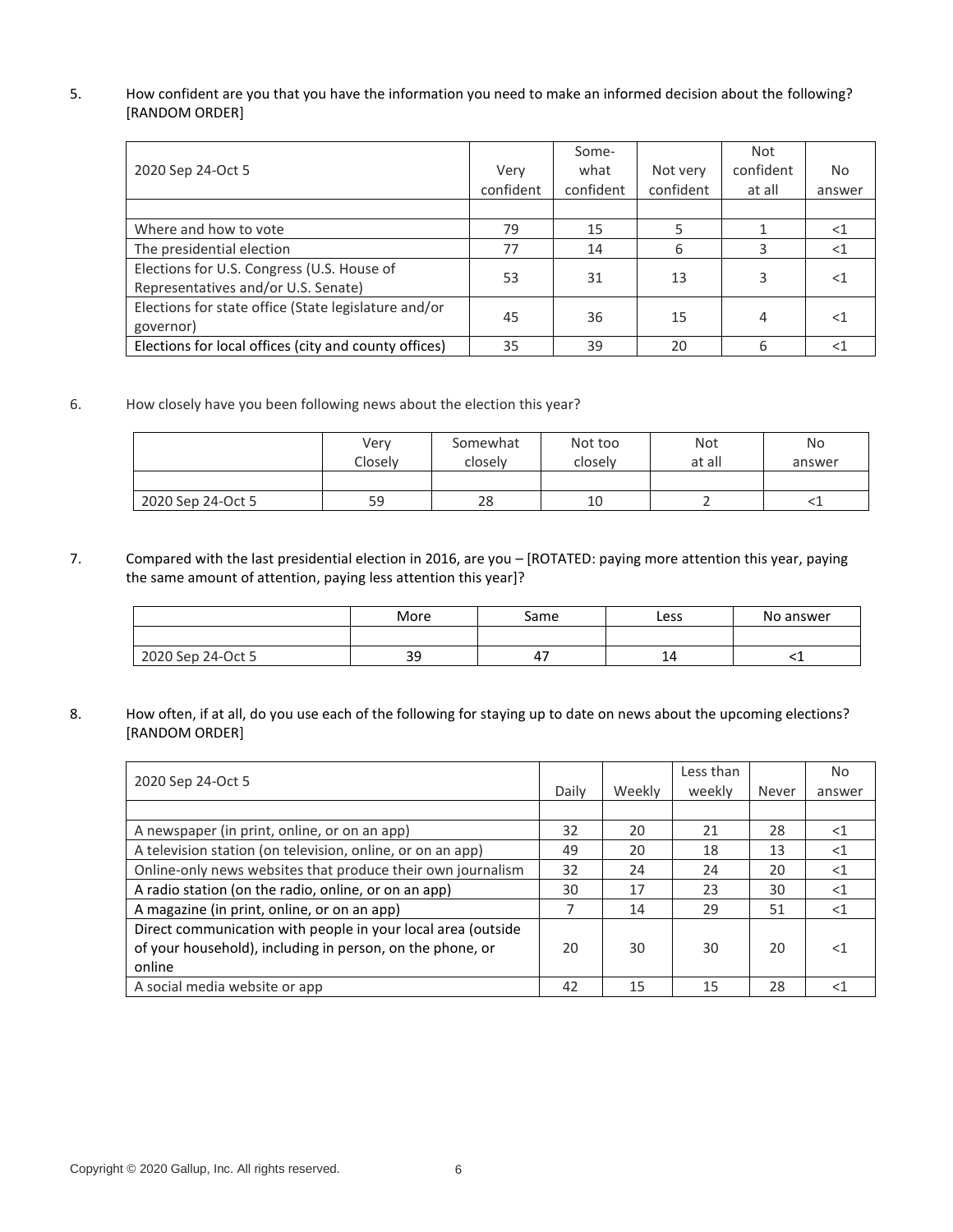5. How confident are you that you have the information you need to make an informed decision about the following? [RANDOM ORDER]

| 2020 Sep 24-Oct 5 | Very confident | Some-what confident | Not very confident | Not confident at all | No answer |
|---|---|---|---|---|---|
| | | | | | |
| Where and how to vote | 79 | 15 | 5 | 1 | <1 |
| The presidential election | 77 | 14 | 6 | 3 | <1 |
| Elections for U.S. Congress (U.S. House of Representatives and/or U.S. Senate) | 53 | 31 | 13 | 3 | <1 |
| Elections for state office (State legislature and/or governor) | 45 | 36 | 15 | 4 | <1 |
| Elections for local offices (city and county offices) | 35 | 39 | 20 | 6 | <1 |

6. How closely have you been following news about the election this year?

| | Very Closely | Somewhat closely | Not too closely | Not at all | No answer |
|---|---|---|---|---|---|
| | | | | | |
| 2020 Sep 24-Oct 5 | 59 | 28 | 10 | 2 | <1 |

7. Compared with the last presidential election in 2016, are you – [ROTATED: paying more attention this year, paying the same amount of attention, paying less attention this year]?

| | More | Same | Less | No answer |
|---|---|---|---|---|
| | | | | |
| 2020 Sep 24-Oct 5 | 39 | 47 | 14 | <1 |

8. How often, if at all, do you use each of the following for staying up to date on news about the upcoming elections? [RANDOM ORDER]

| 2020 Sep 24-Oct 5 | Daily | Weekly | Less than weekly | Never | No answer |
|---|---|---|---|---|---|
| | | | | | |
| A newspaper (in print, online, or on an app) | 32 | 20 | 21 | 28 | <1 |
| A television station (on television, online, or on an app) | 49 | 20 | 18 | 13 | <1 |
| Online-only news websites that produce their own journalism | 32 | 24 | 24 | 20 | <1 |
| A radio station (on the radio, online, or on an app) | 30 | 17 | 23 | 30 | <1 |
| A magazine (in print, online, or on an app) | 7 | 14 | 29 | 51 | <1 |
| Direct communication with people in your local area (outside of your household), including in person, on the phone, or online | 20 | 30 | 30 | 20 | <1 |
| A social media website or app | 42 | 15 | 15 | 28 | <1 |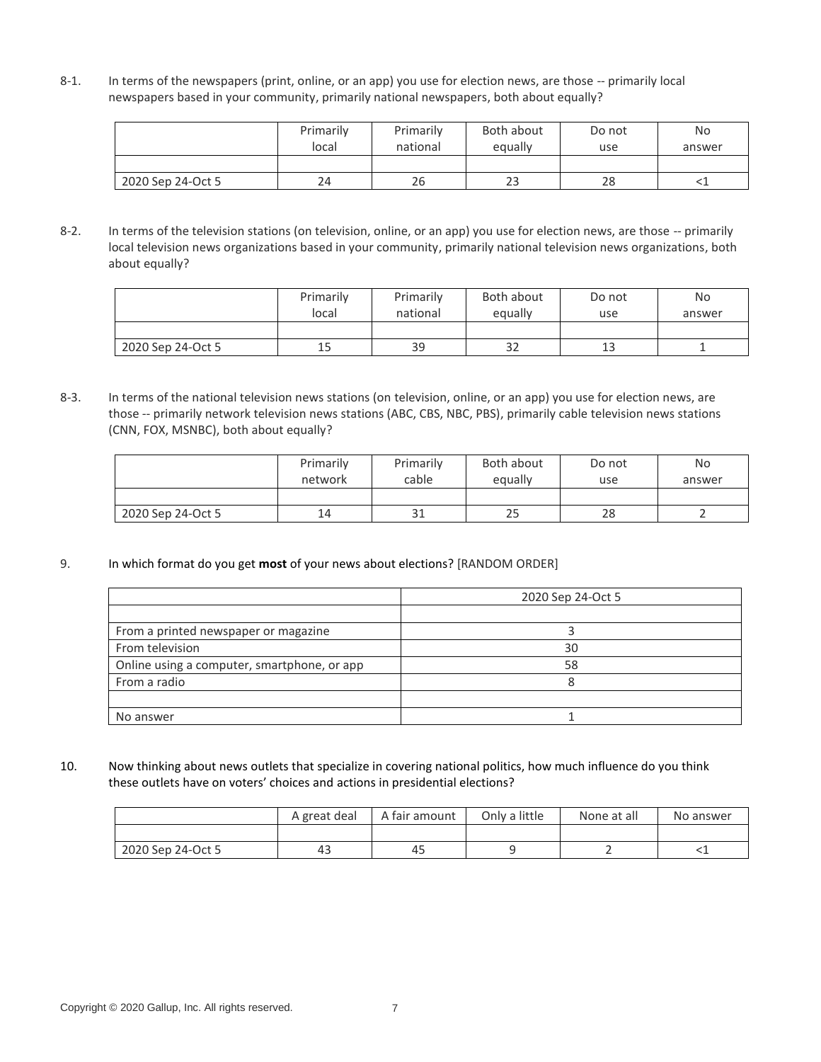8-1. In terms of the newspapers (print, online, or an app) you use for election news, are those -- primarily local newspapers based in your community, primarily national newspapers, both about equally?

| | Primarily local | Primarily national | Both about equally | Do not use | No answer |
|---|---|---|---|---|---|
| | | | | | |
| 2020 Sep 24-Oct 5 | 24 | 26 | 23 | 28 | <1 |

8-2. In terms of the television stations (on television, online, or an app) you use for election news, are those -- primarily local television news organizations based in your community, primarily national television news organizations, both about equally?

| | Primarily local | Primarily national | Both about equally | Do not use | No answer |
|---|---|---|---|---|---|
| | | | | | |
| 2020 Sep 24-Oct 5 | 15 | 39 | 32 | 13 | 1 |

8-3. In terms of the national television news stations (on television, online, or an app) you use for election news, are those -- primarily network television news stations (ABC, CBS, NBC, PBS), primarily cable television news stations (CNN, FOX, MSNBC), both about equally?

| | Primarily network | Primarily cable | Both about equally | Do not use | No answer |
|---|---|---|---|---|---|
| | | | | | |
| 2020 Sep 24-Oct 5 | 14 | 31 | 25 | 28 | 2 |

9. In which format do you get **most** of your news about elections? [RANDOM ORDER]

| | 2020 Sep 24-Oct 5 |
|---|---|
| | |
| From a printed newspaper or magazine | 3 |
| From television | 30 |
| Online using a computer, smartphone, or app | 58 |
| From a radio | 8 |
| | |
| No answer | 1 |

10. Now thinking about news outlets that specialize in covering national politics, how much influence do you think these outlets have on voters' choices and actions in presidential elections?

| | A great deal | A fair amount | Only a little | None at all | No answer |
|---|---|---|---|---|---|
| | | | | | |
| 2020 Sep 24-Oct 5 | 43 | 45 | 9 | 2 | <1 |

Copyright © 2020 Gallup, Inc. All rights reserved.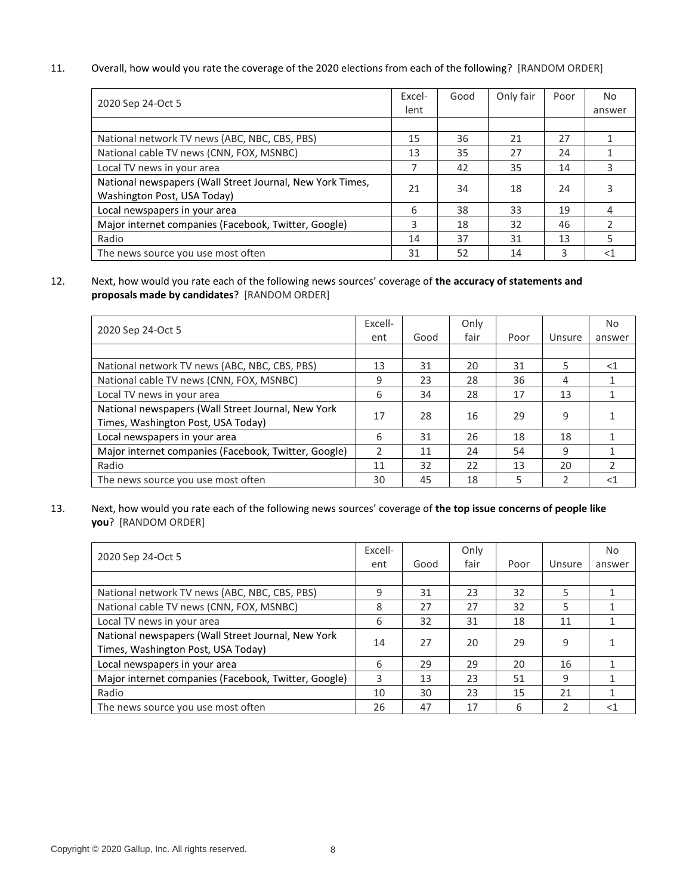11. Overall, how would you rate the coverage of the 2020 elections from each of the following? [RANDOM ORDER]

| 2020 Sep 24-Oct 5 | Excel-lent | Good | Only fair | Poor | No answer |
|---|---|---|---|---|---|
| | | | | | |
| National network TV news (ABC, NBC, CBS, PBS) | 15 | 36 | 21 | 27 | 1 |
| National cable TV news (CNN, FOX, MSNBC) | 13 | 35 | 27 | 24 | 1 |
| Local TV news in your area | 7 | 42 | 35 | 14 | 3 |
| National newspapers (Wall Street Journal, New York Times, Washington Post, USA Today) | 21 | 34 | 18 | 24 | 3 |
| Local newspapers in your area | 6 | 38 | 33 | 19 | 4 |
| Major internet companies (Facebook, Twitter, Google) | 3 | 18 | 32 | 46 | 2 |
| Radio | 14 | 37 | 31 | 13 | 5 |
| The news source you use most often | 31 | 52 | 14 | 3 | <1 |

12. Next, how would you rate each of the following news sources' coverage of **the accuracy of statements and proposals made by candidates**? [RANDOM ORDER]

| 2020 Sep 24-Oct 5 | Excell-ent | Good | Only fair | Poor | Unsure | No answer |
|---|---|---|---|---|---|---|
| | | | | | | |
| National network TV news (ABC, NBC, CBS, PBS) | 13 | 31 | 20 | 31 | 5 | <1 |
| National cable TV news (CNN, FOX, MSNBC) | 9 | 23 | 28 | 36 | 4 | 1 |
| Local TV news in your area | 6 | 34 | 28 | 17 | 13 | 1 |
| National newspapers (Wall Street Journal, New York Times, Washington Post, USA Today) | 17 | 28 | 16 | 29 | 9 | 1 |
| Local newspapers in your area | 6 | 31 | 26 | 18 | 18 | 1 |
| Major internet companies (Facebook, Twitter, Google) | 2 | 11 | 24 | 54 | 9 | 1 |
| Radio | 11 | 32 | 22 | 13 | 20 | 2 |
| The news source you use most often | 30 | 45 | 18 | 5 | 2 | <1 |

13. Next, how would you rate each of the following news sources' coverage of **the top issue concerns of people like you**? [RANDOM ORDER]

| 2020 Sep 24-Oct 5 | Excell-ent | Good | Only fair | Poor | Unsure | No answer |
|---|---|---|---|---|---|---|
| | | | | | | |
| National network TV news (ABC, NBC, CBS, PBS) | 9 | 31 | 23 | 32 | 5 | 1 |
| National cable TV news (CNN, FOX, MSNBC) | 8 | 27 | 27 | 32 | 5 | 1 |
| Local TV news in your area | 6 | 32 | 31 | 18 | 11 | 1 |
| National newspapers (Wall Street Journal, New York Times, Washington Post, USA Today) | 14 | 27 | 20 | 29 | 9 | 1 |
| Local newspapers in your area | 6 | 29 | 29 | 20 | 16 | 1 |
| Major internet companies (Facebook, Twitter, Google) | 3 | 13 | 23 | 51 | 9 | 1 |
| Radio | 10 | 30 | 23 | 15 | 21 | 1 |
| The news source you use most often | 26 | 47 | 17 | 6 | 2 | <1 |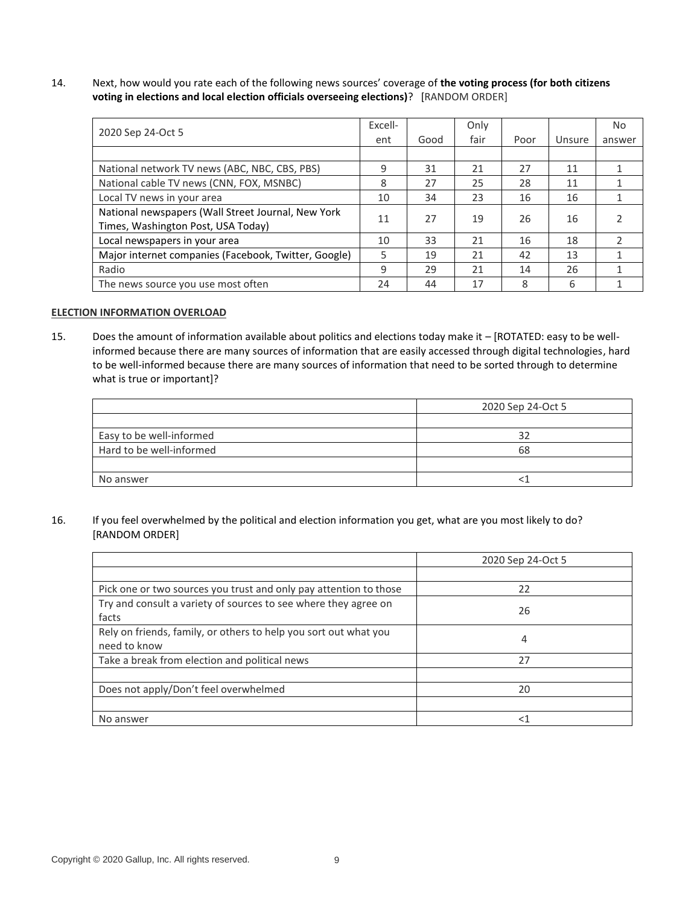14. Next, how would you rate each of the following news sources' coverage of **the voting process (for both citizens voting in elections and local election officials overseeing elections)**? [RANDOM ORDER]

| 2020 Sep 24-Oct 5 | Excell-ent | Good | Only fair | Poor | Unsure | No answer |
|---|---|---|---|---|---|---|
| | | | | | | |
| National network TV news (ABC, NBC, CBS, PBS) | 9 | 31 | 21 | 27 | 11 | 1 |
| National cable TV news (CNN, FOX, MSNBC) | 8 | 27 | 25 | 28 | 11 | 1 |
| Local TV news in your area | 10 | 34 | 23 | 16 | 16 | 1 |
| National newspapers (Wall Street Journal, New York Times, Washington Post, USA Today) | 11 | 27 | 19 | 26 | 16 | 2 |
| Local newspapers in your area | 10 | 33 | 21 | 16 | 18 | 2 |
| Major internet companies (Facebook, Twitter, Google) | 5 | 19 | 21 | 42 | 13 | 1 |
| Radio | 9 | 29 | 21 | 14 | 26 | 1 |
| The news source you use most often | 24 | 44 | 17 | 8 | 6 | 1 |

**ELECTION INFORMATION OVERLOAD**

15. Does the amount of information available about politics and elections today make it – [ROTATED: easy to be well-informed because there are many sources of information that are easily accessed through digital technologies, hard to be well-informed because there are many sources of information that need to be sorted through to determine what is true or important]?

| | 2020 Sep 24-Oct 5 |
|---|---|
| | |
| Easy to be well-informed | 32 |
| Hard to be well-informed | 68 |
| | |
| No answer | <1 |

16. If you feel overwhelmed by the political and election information you get, what are you most likely to do? [RANDOM ORDER]

| | 2020 Sep 24-Oct 5 |
|---|---|
| | |
| Pick one or two sources you trust and only pay attention to those | 22 |
| Try and consult a variety of sources to see where they agree on facts | 26 |
| Rely on friends, family, or others to help you sort out what you need to know | 4 |
| Take a break from election and political news | 27 |
| | |
| Does not apply/Don't feel overwhelmed | 20 |
| | |
| No answer | <1 |

Copyright © 2020 Gallup, Inc. All rights reserved.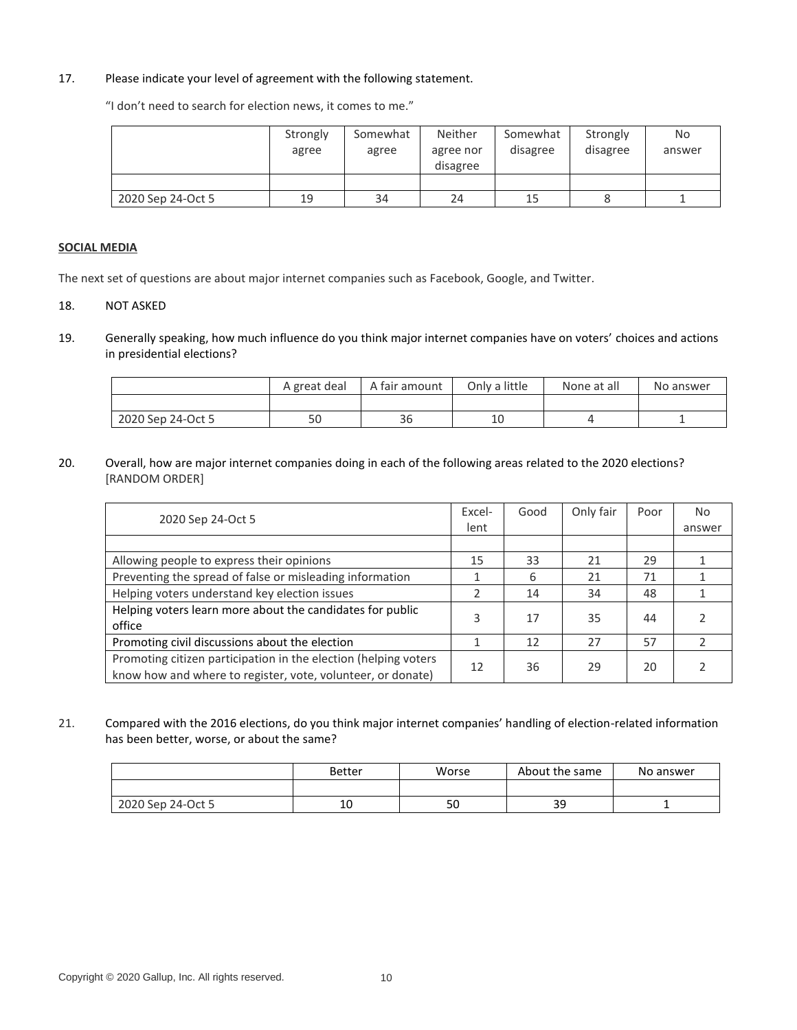17. Please indicate your level of agreement with the following statement.

"I don't need to search for election news, it comes to me."

| | Strongly agree | Somewhat agree | Neither agree nor disagree | Somewhat disagree | Strongly disagree | No answer |
|---|---|---|---|---|---|---|
| | | | | | | |
| 2020 Sep 24-Oct 5 | 19 | 34 | 24 | 15 | 8 | 1 |

**SOCIAL MEDIA**

The next set of questions are about major internet companies such as Facebook, Google, and Twitter.

18. NOT ASKED

19. Generally speaking, how much influence do you think major internet companies have on voters' choices and actions in presidential elections?

| | A great deal | A fair amount | Only a little | None at all | No answer |
|---|---|---|---|---|---|
| | | | | | |
| 2020 Sep 24-Oct 5 | 50 | 36 | 10 | 4 | 1 |

20. Overall, how are major internet companies doing in each of the following areas related to the 2020 elections? [RANDOM ORDER]

| 2020 Sep 24-Oct 5 | Excel-lent | Good | Only fair | Poor | No answer |
|---|---|---|---|---|---|
| | | | | | |
| Allowing people to express their opinions | 15 | 33 | 21 | 29 | 1 |
| Preventing the spread of false or misleading information | 1 | 6 | 21 | 71 | 1 |
| Helping voters understand key election issues | 2 | 14 | 34 | 48 | 1 |
| Helping voters learn more about the candidates for public office | 3 | 17 | 35 | 44 | 2 |
| Promoting civil discussions about the election | 1 | 12 | 27 | 57 | 2 |
| Promoting citizen participation in the election (helping voters know how and where to register, vote, volunteer, or donate) | 12 | 36 | 29 | 20 | 2 |

21. Compared with the 2016 elections, do you think major internet companies' handling of election-related information has been better, worse, or about the same?

| | Better | Worse | About the same | No answer |
|---|---|---|---|---|
| | | | | |
| 2020 Sep 24-Oct 5 | 10 | 50 | 39 | 1 |

Copyright © 2020 Gallup, Inc. All rights reserved.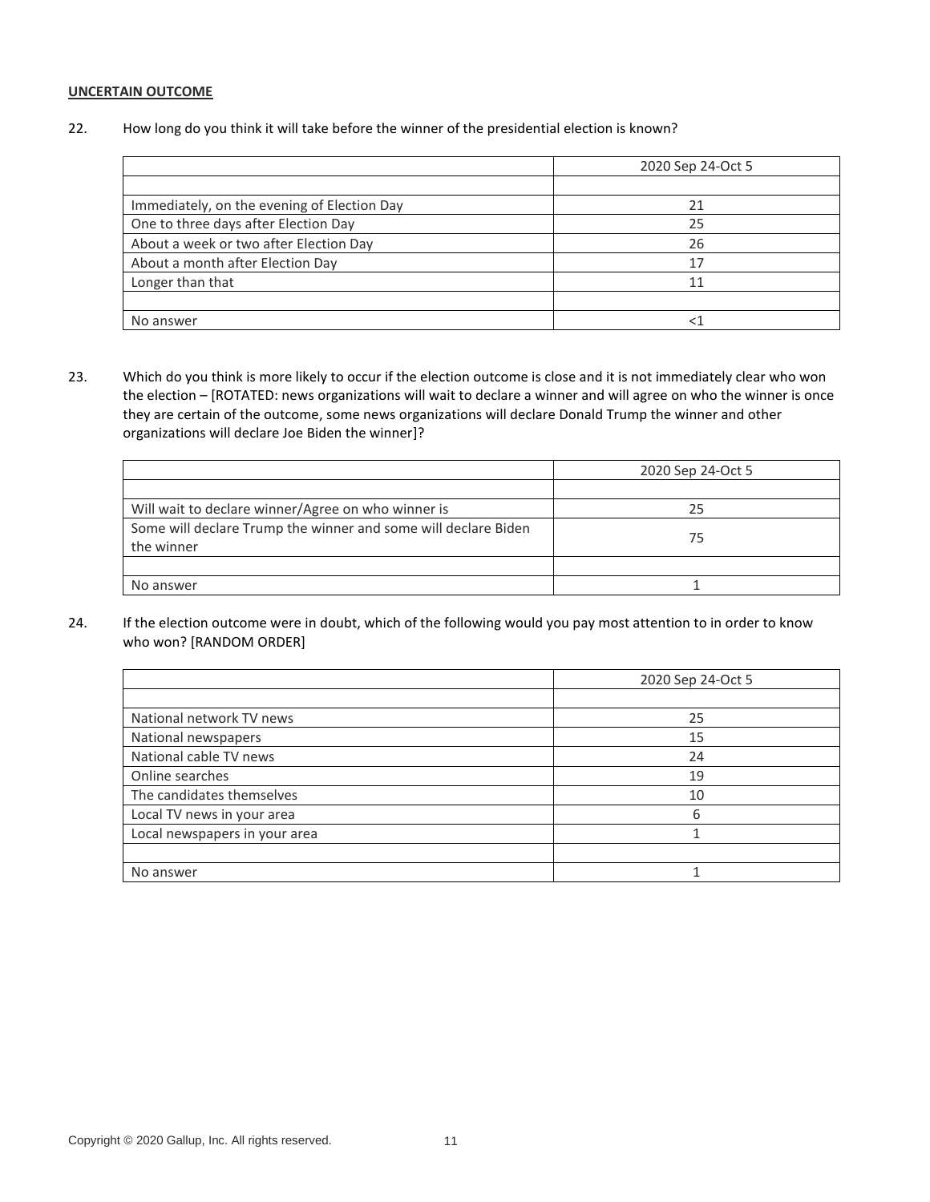**UNCERTAIN OUTCOME**

22. How long do you think it will take before the winner of the presidential election is known?

| | 2020 Sep 24-Oct 5 |
|---|---|
| | |
| Immediately, on the evening of Election Day | 21 |
| One to three days after Election Day | 25 |
| About a week or two after Election Day | 26 |
| About a month after Election Day | 17 |
| Longer than that | 11 |
| | |
| No answer | <1 |

23. Which do you think is more likely to occur if the election outcome is close and it is not immediately clear who won the election – [ROTATED: news organizations will wait to declare a winner and will agree on who the winner is once they are certain of the outcome, some news organizations will declare Donald Trump the winner and other organizations will declare Joe Biden the winner]?

| | 2020 Sep 24-Oct 5 |
|---|---|
| | |
| Will wait to declare winner/Agree on who winner is | 25 |
| Some will declare Trump the winner and some will declare Biden the winner | 75 |
| | |
| No answer | 1 |

24. If the election outcome were in doubt, which of the following would you pay most attention to in order to know who won? [RANDOM ORDER]

| | 2020 Sep 24-Oct 5 |
|---|---|
| | |
| National network TV news | 25 |
| National newspapers | 15 |
| National cable TV news | 24 |
| Online searches | 19 |
| The candidates themselves | 10 |
| Local TV news in your area | 6 |
| Local newspapers in your area | 1 |
| | |
| No answer | 1 |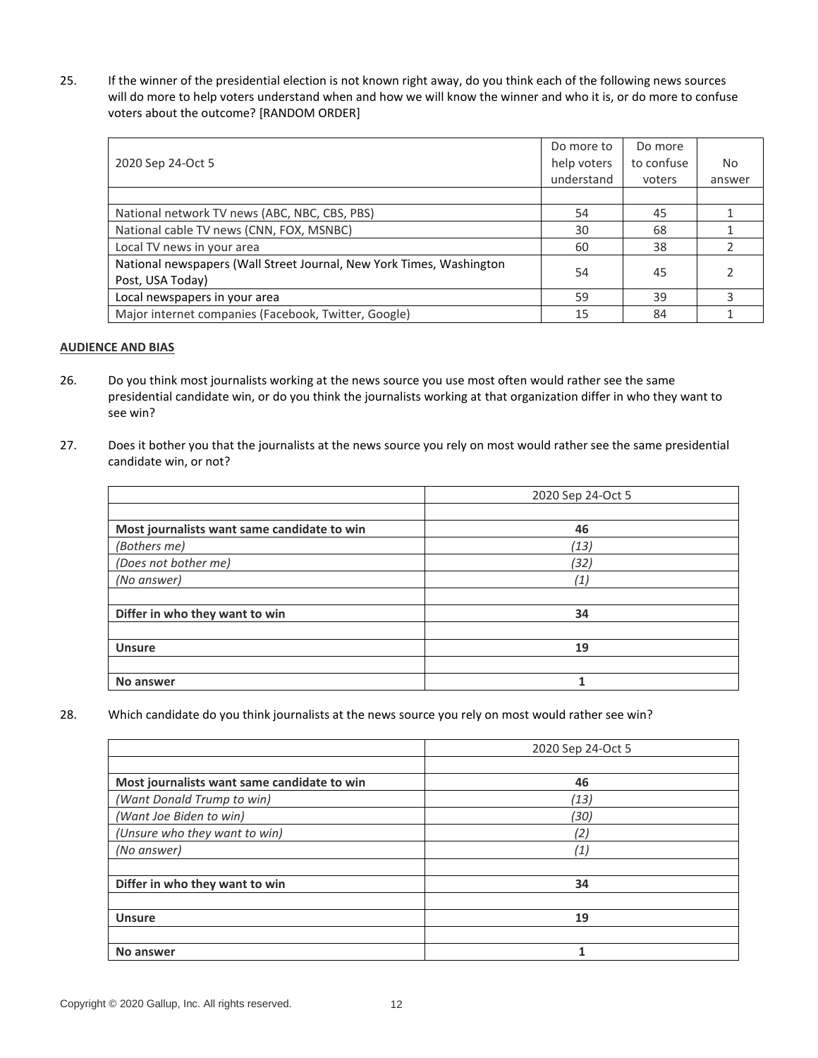25. If the winner of the presidential election is not known right away, do you think each of the following news sources will do more to help voters understand when and how we will know the winner and who it is, or do more to confuse voters about the outcome? [RANDOM ORDER]

| 2020 Sep 24-Oct 5 | Do more to help voters understand | Do more to confuse voters | No answer |
|---|---|---|---|
| | | | |
| National network TV news (ABC, NBC, CBS, PBS) | 54 | 45 | 1 |
| National cable TV news (CNN, FOX, MSNBC) | 30 | 68 | 1 |
| Local TV news in your area | 60 | 38 | 2 |
| National newspapers (Wall Street Journal, New York Times, Washington Post, USA Today) | 54 | 45 | 2 |
| Local newspapers in your area | 59 | 39 | 3 |
| Major internet companies (Facebook, Twitter, Google) | 15 | 84 | 1 |

**AUDIENCE AND BIAS**

26. Do you think most journalists working at the news source you use most often would rather see the same presidential candidate win, or do you think the journalists working at that organization differ in who they want to see win?

27. Does it bother you that the journalists at the news source you rely on most would rather see the same presidential candidate win, or not?

| | 2020 Sep 24-Oct 5 |
|---|---|
| | |
| **Most journalists want same candidate to win** | **46** |
| *(Bothers me)* | *(13)* |
| *(Does not bother me)* | *(32)* |
| *(No answer)* | *(1)* |
| | |
| **Differ in who they want to win** | **34** |
| | |
| **Unsure** | **19** |
| | |
| **No answer** | **1** |

28. Which candidate do you think journalists at the news source you rely on most would rather see win?

| | 2020 Sep 24-Oct 5 |
|---|---|
| | |
| **Most journalists want same candidate to win** | **46** |
| *(Want Donald Trump to win)* | *(13)* |
| *(Want Joe Biden to win)* | *(30)* |
| *(Unsure who they want to win)* | *(2)* |
| *(No answer)* | *(1)* |
| | |
| **Differ in who they want to win** | **34** |
| | |
| **Unsure** | **19** |
| | |
| **No answer** | **1** |

Copyright © 2020 Gallup, Inc. All rights reserved.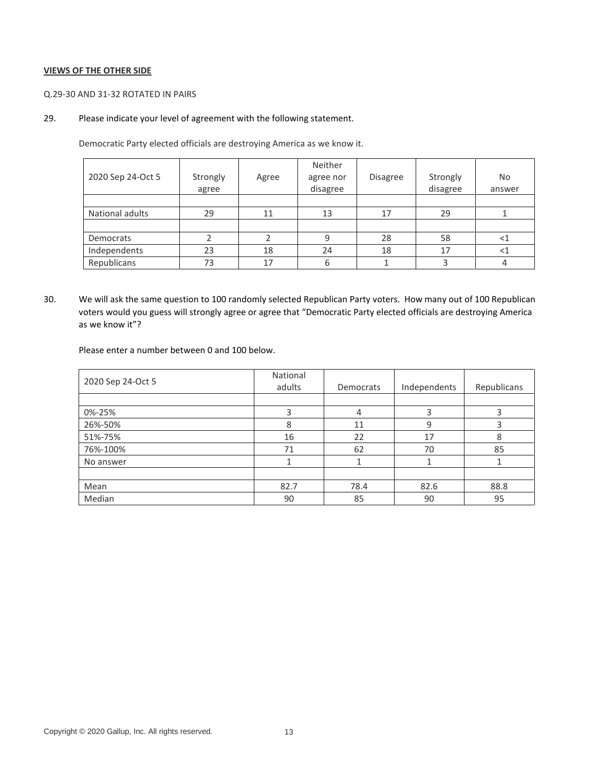**VIEWS OF THE OTHER SIDE**

Q.29-30 AND 31-32 ROTATED IN PAIRS

29. Please indicate your level of agreement with the following statement.

Democratic Party elected officials are destroying America as we know it.

| 2020 Sep 24-Oct 5 | Strongly agree | Agree | Neither agree nor disagree | Disagree | Strongly disagree | No answer |
|---|---|---|---|---|---|---|
| | | | | | | |
| National adults | 29 | 11 | 13 | 17 | 29 | 1 |
| | | | | | | |
| Democrats | 2 | 2 | 9 | 28 | 58 | <1 |
| Independents | 23 | 18 | 24 | 18 | 17 | <1 |
| Republicans | 73 | 17 | 6 | 1 | 3 | 4 |

30. We will ask the same question to 100 randomly selected Republican Party voters. How many out of 100 Republican voters would you guess will strongly agree or agree that "Democratic Party elected officials are destroying America as we know it"?

Please enter a number between 0 and 100 below.

| 2020 Sep 24-Oct 5 | National adults | Democrats | Independents | Republicans |
|---|---|---|---|---|
| | | | | |
| 0%-25% | 3 | 4 | 3 | 3 |
| 26%-50% | 8 | 11 | 9 | 3 |
| 51%-75% | 16 | 22 | 17 | 8 |
| 76%-100% | 71 | 62 | 70 | 85 |
| No answer | 1 | 1 | 1 | 1 |
| | | | | |
| Mean | 82.7 | 78.4 | 82.6 | 88.8 |
| Median | 90 | 85 | 90 | 95 |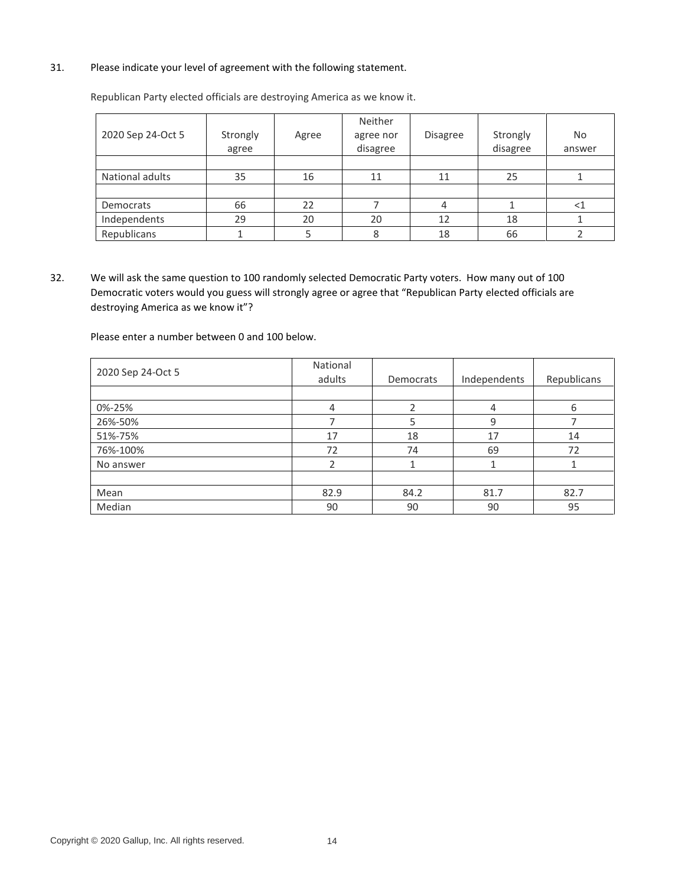31. Please indicate your level of agreement with the following statement.

Republican Party elected officials are destroying America as we know it.

| 2020 Sep 24-Oct 5 | Strongly agree | Agree | Neither agree nor disagree | Disagree | Strongly disagree | No answer |
|---|---|---|---|---|---|---|
| | | | | | | |
| National adults | 35 | 16 | 11 | 11 | 25 | 1 |
| | | | | | | |
| Democrats | 66 | 22 | 7 | 4 | 1 | <1 |
| Independents | 29 | 20 | 20 | 12 | 18 | 1 |
| Republicans | 1 | 5 | 8 | 18 | 66 | 2 |

32. We will ask the same question to 100 randomly selected Democratic Party voters. How many out of 100 Democratic voters would you guess will strongly agree or agree that "Republican Party elected officials are destroying America as we know it"?

Please enter a number between 0 and 100 below.

| 2020 Sep 24-Oct 5 | National adults | Democrats | Independents | Republicans |
|---|---|---|---|---|
| | | | | |
| 0%-25% | 4 | 2 | 4 | 6 |
| 26%-50% | 7 | 5 | 9 | 7 |
| 51%-75% | 17 | 18 | 17 | 14 |
| 76%-100% | 72 | 74 | 69 | 72 |
| No answer | 2 | 1 | 1 | 1 |
| | | | | |
| Mean | 82.9 | 84.2 | 81.7 | 82.7 |
| Median | 90 | 90 | 90 | 95 |

Copyright © 2020 Gallup, Inc. All rights reserved.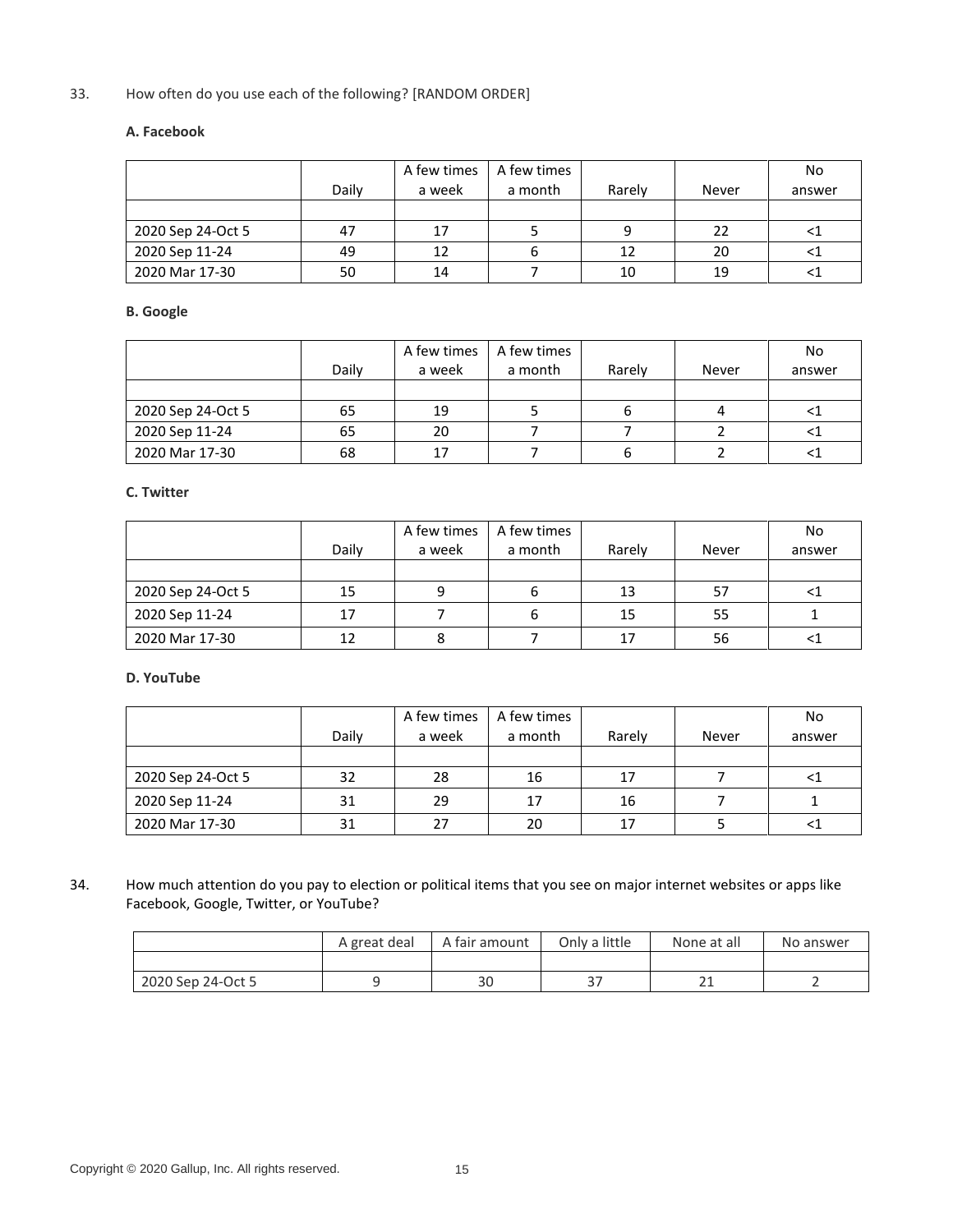33. How often do you use each of the following? [RANDOM ORDER]

**A. Facebook**

| | Daily | A few times a week | A few times a month | Rarely | Never | No answer |
|---|---|---|---|---|---|---|
| | | | | | | |
| 2020 Sep 24-Oct 5 | 47 | 17 | 5 | 9 | 22 | <1 |
| 2020 Sep 11-24 | 49 | 12 | 6 | 12 | 20 | <1 |
| 2020 Mar 17-30 | 50 | 14 | 7 | 10 | 19 | <1 |

**B. Google**

| | Daily | A few times a week | A few times a month | Rarely | Never | No answer |
|---|---|---|---|---|---|---|
| | | | | | | |
| 2020 Sep 24-Oct 5 | 65 | 19 | 5 | 6 | 4 | <1 |
| 2020 Sep 11-24 | 65 | 20 | 7 | 7 | 2 | <1 |
| 2020 Mar 17-30 | 68 | 17 | 7 | 6 | 2 | <1 |

**C. Twitter**

| | Daily | A few times a week | A few times a month | Rarely | Never | No answer |
|---|---|---|---|---|---|---|
| | | | | | | |
| 2020 Sep 24-Oct 5 | 15 | 9 | 6 | 13 | 57 | <1 |
| 2020 Sep 11-24 | 17 | 7 | 6 | 15 | 55 | 1 |
| 2020 Mar 17-30 | 12 | 8 | 7 | 17 | 56 | <1 |

**D. YouTube**

| | Daily | A few times a week | A few times a month | Rarely | Never | No answer |
|---|---|---|---|---|---|---|
| | | | | | | |
| 2020 Sep 24-Oct 5 | 32 | 28 | 16 | 17 | 7 | <1 |
| 2020 Sep 11-24 | 31 | 29 | 17 | 16 | 7 | 1 |
| 2020 Mar 17-30 | 31 | 27 | 20 | 17 | 5 | <1 |

34. How much attention do you pay to election or political items that you see on major internet websites or apps like Facebook, Google, Twitter, or YouTube?

| | A great deal | A fair amount | Only a little | None at all | No answer |
|---|---|---|---|---|---|
| | | | | | |
| 2020 Sep 24-Oct 5 | 9 | 30 | 37 | 21 | 2 |

Copyright © 2020 Gallup, Inc. All rights reserved.